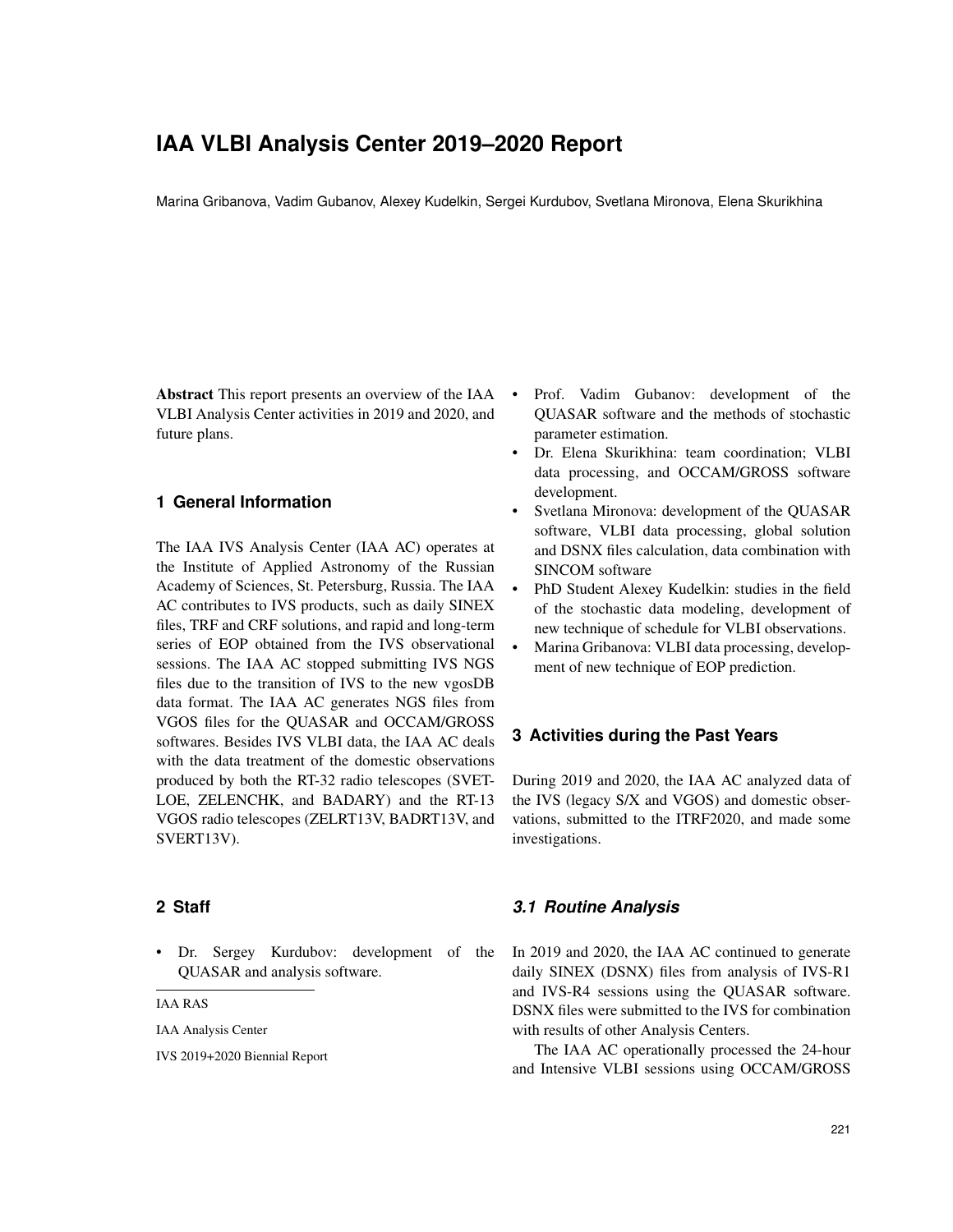# IAA VLBI Analysis Center 2019–2020 Report

Marina Gribanova, Vadim Gubanov, Alexey Kudelkin, Sergei Kurdubov, Svetlana Mironova, Elena Skurikhina

IAA RAS

IAA Analysis Center

IVS 2019+2020 Biennial Report

**Abstract** This report presents an overview of the IAA VLBI Analysis Center activities in 2019 and 2020, and future plans.

## 1 General Information

The IAA IVS Analysis Center (IAA AC) operates at the Institute of Applied Astronomy of the Russian Academy of Sciences, St. Petersburg, Russia. The IAA AC contributes to IVS products, such as daily SINEX files, TRF and CRF solutions, and rapid and long-term series of EOP obtained from the IVS observational sessions. The IAA AC stopped submitting IVS NGS files due to the transition of IVS to the new vgosDB data format. The IAA AC generates NGS files from VGOS files for the QUASAR and OCCAM/GROSS softwares. Besides IVS VLBI data, the IAA AC deals with the data treatment of the domestic observations produced by both the RT-32 radio telescopes (SVETLOE, ZELENCHK, and BADARY) and the RT-13 VGOS radio telescopes (ZELRT13V, BADRT13V, and SVERT13V).

## 2 Staff

- Dr. Sergey Kurdubov: development of the QUASAR and analysis software.
- Prof. Vadim Gubanov: development of the QUASAR software and the methods of stochastic parameter estimation.
- Dr. Elena Skurikhina: team coordination; VLBI data processing, and OCCAM/GROSS software development.
- Svetlana Mironova: development of the QUASAR software, VLBI data processing, global solution and DSNX files calculation, data combination with SINCOM software
- PhD Student Alexey Kudelkin: studies in the field of the stochastic data modeling, development of new technique of schedule for VLBI observations.
- Marina Gribanova: VLBI data processing, development of new technique of EOP prediction.

## 3 Activities during the Past Years

During 2019 and 2020, the IAA AC analyzed data of the IVS (legacy S/X and VGOS) and domestic observations, submitted to the ITRF2020, and made some investigations.

### *3.1 Routine Analysis*

In 2019 and 2020, the IAA AC continued to generate daily SINEX (DSNX) files from analysis of IVS-R1 and IVS-R4 sessions using the QUASAR software. DSNX files were submitted to the IVS for combination with results of other Analysis Centers.

The IAA AC operationally processed the 24-hour and Intensive VLBI sessions using OCCAM/GROSS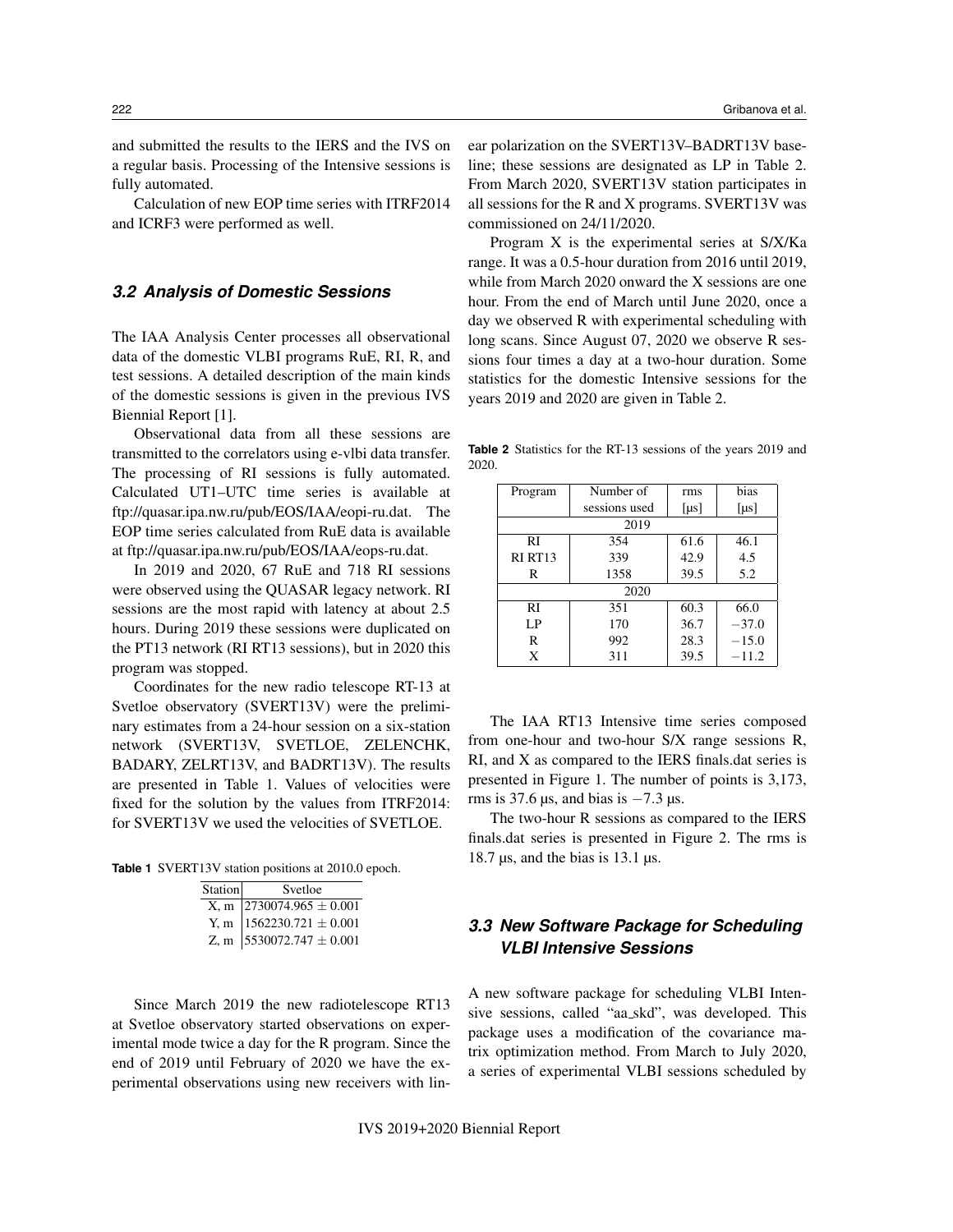and submitted the results to the IERS and the IVS on a regular basis. Processing of the Intensive sessions is fully automated.

Calculation of new EOP time series with ITRF2014 and ICRF3 were performed as well.

### 3.2 Analysis of Domestic Sessions

The IAA Analysis Center processes all observational data of the domestic VLBI programs RuE, RI, R, and test sessions. A detailed description of the main kinds of the domestic sessions is given in the previous IVS Biennial Report [1].

Observational data from all these sessions are transmitted to the correlators using e-vlbi data transfer. The processing of RI sessions is fully automated. Calculated UT1–UTC time series is available at ftp://quasar.ipa.nw.ru/pub/EOS/IAA/eopi-ru.dat. The EOP time series calculated from RuE data is available at ftp://quasar.ipa.nw.ru/pub/EOS/IAA/eops-ru.dat.

In 2019 and 2020, 67 RuE and 718 RI sessions were observed using the QUASAR legacy network. RI sessions are the most rapid with latency at about 2.5 hours. During 2019 these sessions were duplicated on the PT13 network (RI RT13 sessions), but in 2020 this program was stopped.

Coordinates for the new radio telescope RT-13 at Svetloe observatory (SVERT13V) were the preliminary estimates from a 24-hour session on a six-station network (SVERT13V, SVETLOE, ZELENCHK, BADARY, ZELRT13V, and BADRT13V). The results are presented in Table 1. Values of velocities were fixed for the solution by the values from ITRF2014: for SVERT13V we used the velocities of SVETLOE.

**Table 1** SVERT13V station positions at 2010.0 epoch.

| Station | Svetloe |
|---|---|
| X, m | $2730074.965 \pm 0.001$ |
| Y, m | $1562230.721 \pm 0.001$ |
| Z, m | $5530072.747 \pm 0.001$ |

Since March 2019 the new radiotelescope RT13 at Svetloe observatory started observations on experimental mode twice a day for the R program. Since the end of 2019 until February of 2020 we have the experimental observations using new receivers with linear polarization on the SVERT13V–BADRT13V baseline; these sessions are designated as LP in Table 2. From March 2020, SVERT13V station participates in all sessions for the R and X programs. SVERT13V was commissioned on 24/11/2020.

Program X is the experimental series at S/X/Ka range. It was a 0.5-hour duration from 2016 until 2019, while from March 2020 onward the X sessions are one hour. From the end of March until June 2020, once a day we observed R with experimental scheduling with long scans. Since August 07, 2020 we observe R sessions four times a day at a two-hour duration. Some statistics for the domestic Intensive sessions for the years 2019 and 2020 are given in Table 2.

**Table 2** Statistics for the RT-13 sessions of the years 2019 and 2020.

| Program | Number of sessions used | rms [μs] | bias [μs] |
|---|---|---|---|
| 2019 | | | |
| RI | 354 | 61.6 | 46.1 |
| RI RT13 | 339 | 42.9 | 4.5 |
| R | 1358 | 39.5 | 5.2 |
| 2020 | | | |
| RI | 351 | 60.3 | 66.0 |
| LP | 170 | 36.7 | $-37.0$ |
| R | 992 | 28.3 | $-15.0$ |
| X | 311 | 39.5 | $-11.2$ |

The IAA RT13 Intensive time series composed from one-hour and two-hour S/X range sessions R, RI, and X as compared to the IERS finals.dat series is presented in Figure 1. The number of points is 3,173, rms is 37.6 μs, and bias is $-7.3$ μs.

The two-hour R sessions as compared to the IERS finals.dat series is presented in Figure 2. The rms is 18.7 μs, and the bias is 13.1 μs.

### 3.3 New Software Package for Scheduling VLBI Intensive Sessions

A new software package for scheduling VLBI Intensive sessions, called "aa_skd", was developed. This package uses a modification of the covariance matrix optimization method. From March to July 2020, a series of experimental VLBI sessions scheduled by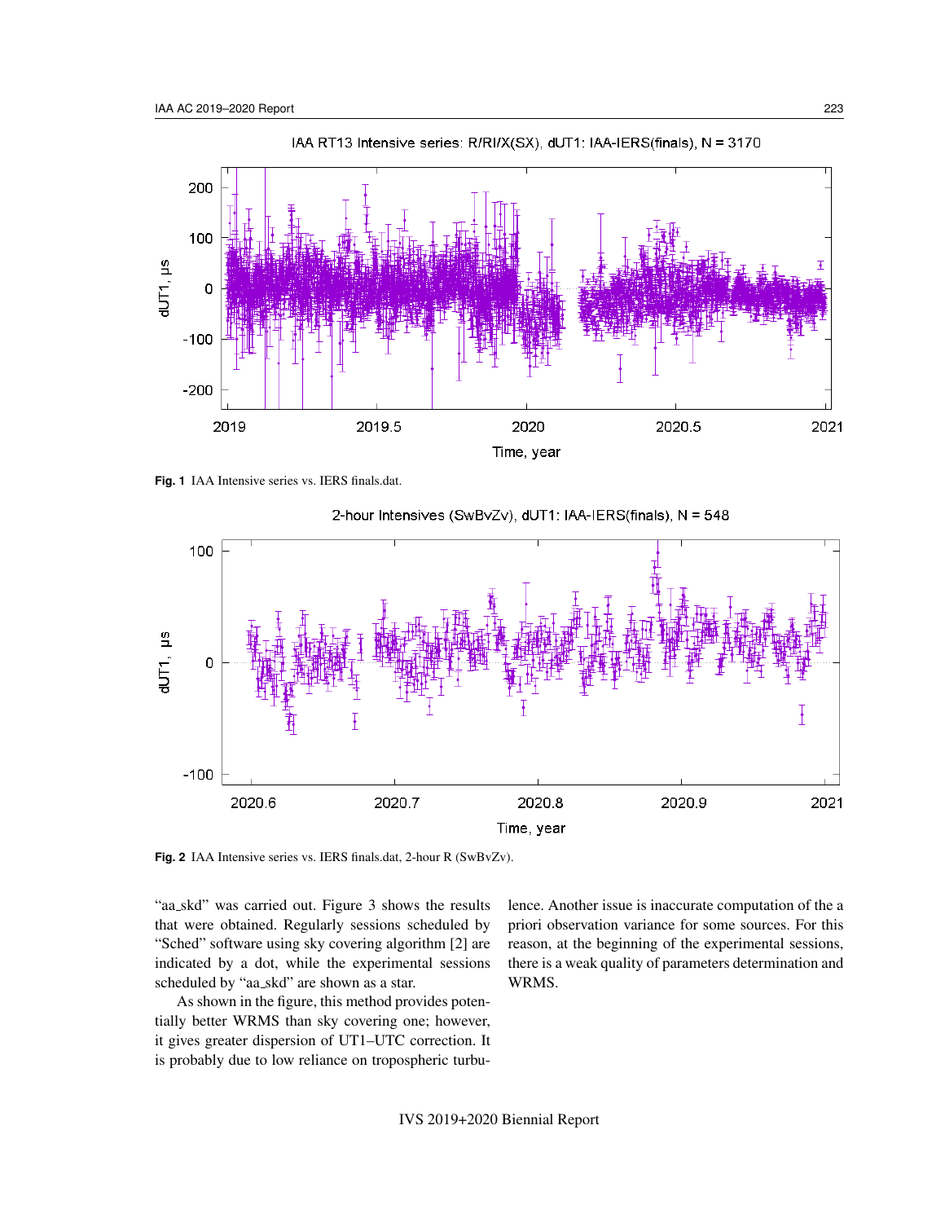Fig. 1 IAA Intensive series vs. IERS finals.dat.

Fig. 2 IAA Intensive series vs. IERS finals.dat, 2-hour R (SwBvZv).

"aa_skd" was carried out. Figure 3 shows the results that were obtained. Regularly sessions scheduled by "Sched" software using sky covering algorithm [2] are indicated by a dot, while the experimental sessions scheduled by "aa_skd" are shown as a star.

As shown in the figure, this method provides potentially better WRMS than sky covering one; however, it gives greater dispersion of UT1–UTC correction. It is probably due to low reliance on tropospheric turbulence. Another issue is inaccurate computation of the a priori observation variance for some sources. For this reason, at the beginning of the experimental sessions, there is a weak quality of parameters determination and WRMS.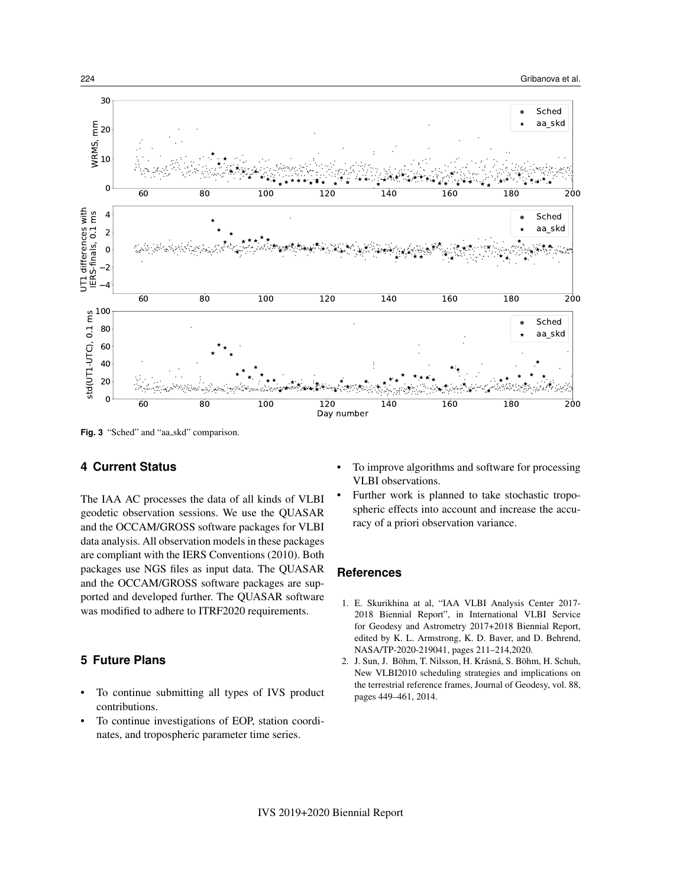WRMS, mm

30

20

10

0

60 80 100 120 140 160 180 200

Sched

aa_skd

UT1 differences with IERS-finals, 0.1 ms

4

2

0

−2

−4

60 80 100 120 140 160 180 200

Sched

aa_skd

std(UT1-UTC), 0.1 ms

100

80

60

40

20

0

60 80 100 120 140 160 180 200

Day number

Sched

aa_skd

**Fig. 3** "Sched" and "aa_skd" comparison.

## 4 Current Status

The IAA AC processes the data of all kinds of VLBI geodetic observation sessions. We use the QUASAR and the OCCAM/GROSS software packages for VLBI data analysis. All observation models in these packages are compliant with the IERS Conventions (2010). Both packages use NGS files as input data. The QUASAR and the OCCAM/GROSS software packages are supported and developed further. The QUASAR software was modified to adhere to ITRF2020 requirements.

## 5 Future Plans

- To continue submitting all types of IVS product contributions.
- To continue investigations of EOP, station coordinates, and tropospheric parameter time series.
- To improve algorithms and software for processing VLBI observations.
- Further work is planned to take stochastic tropospheric effects into account and increase the accuracy of a priori observation variance.

## References

1. E. Skurikhina at al, "IAA VLBI Analysis Center 2017-2018 Biennial Report", in International VLBI Service for Geodesy and Astrometry 2017+2018 Biennial Report, edited by K. L. Armstrong, K. D. Baver, and D. Behrend, NASA/TP-2020-219041, pages 211–214,2020.
2. J. Sun, J. Böhm, T. Nilsson, H. Krásná, S. Böhm, H. Schuh, New VLBI2010 scheduling strategies and implications on the terrestrial reference frames, Journal of Geodesy, vol. 88, pages 449–461, 2014.